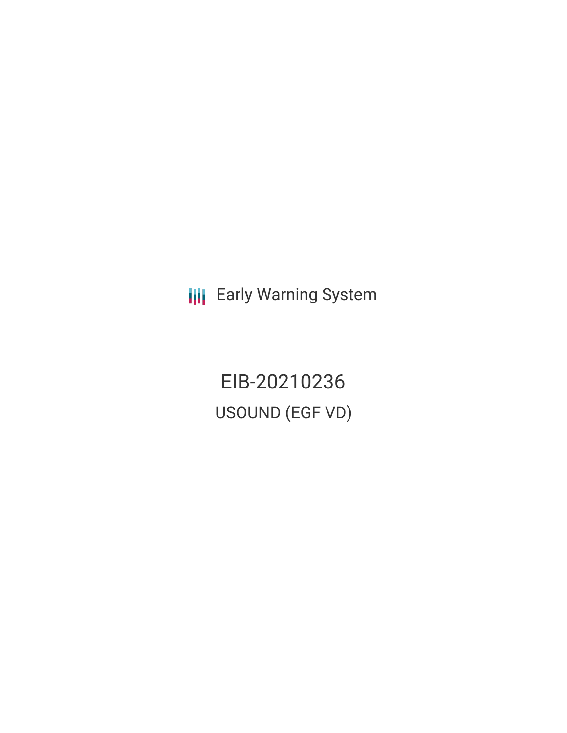Early Warning System

# EIB-20210236

## USOUND (EGF VD)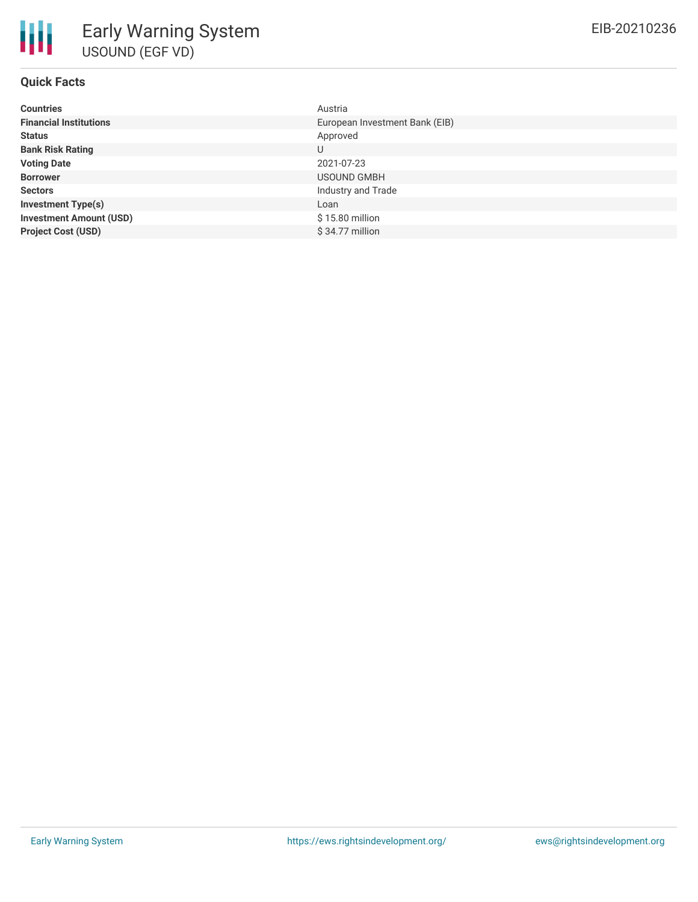# Early Warning System

## USOUND (EGF VD)

EIB-20210236

### Quick Facts

| | |
|---|---|
| **Countries** | Austria |
| **Financial Institutions** | European Investment Bank (EIB) |
| **Status** | Approved |
| **Bank Risk Rating** | U |
| **Voting Date** | 2021-07-23 |
| **Borrower** | USOUND GMBH |
| **Sectors** | Industry and Trade |
| **Investment Type(s)** | Loan |
| **Investment Amount (USD)** | $ 15.80 million |
| **Project Cost (USD)** | $ 34.77 million |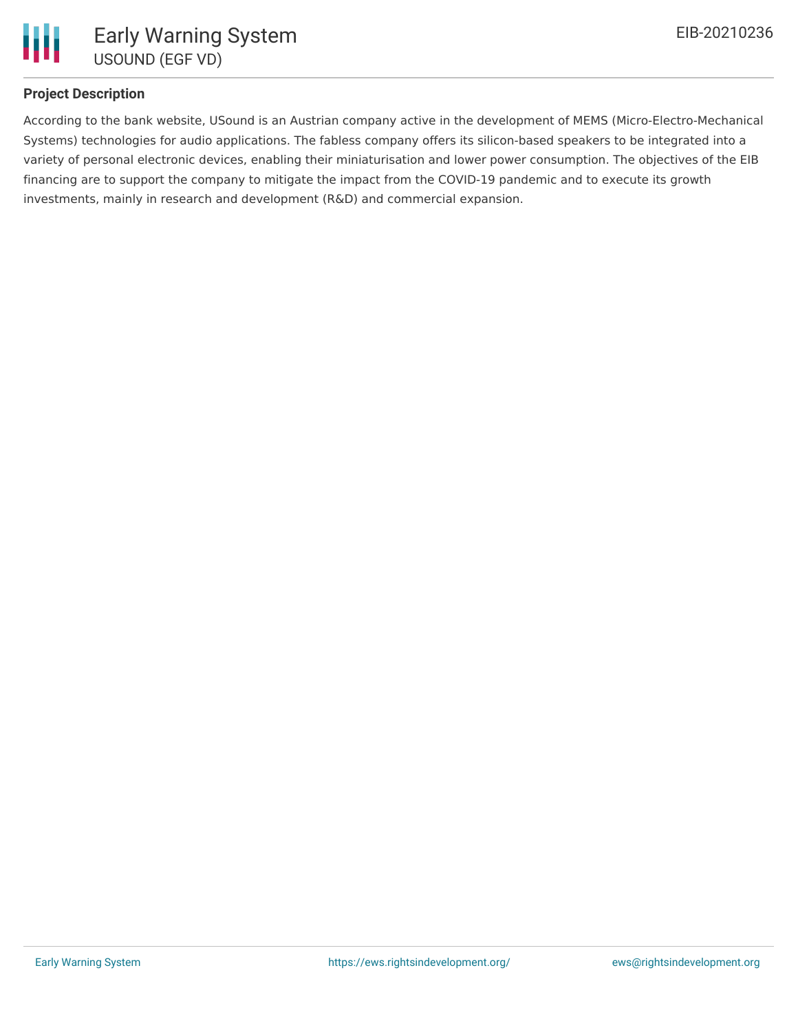## Project Description

According to the bank website, USound is an Austrian company active in the development of MEMS (Micro-Electro-Mechanical Systems) technologies for audio applications. The fabless company offers its silicon-based speakers to be integrated into a variety of personal electronic devices, enabling their miniaturisation and lower power consumption. The objectives of the EIB financing are to support the company to mitigate the impact from the COVID-19 pandemic and to execute its growth investments, mainly in research and development (R&D) and commercial expansion.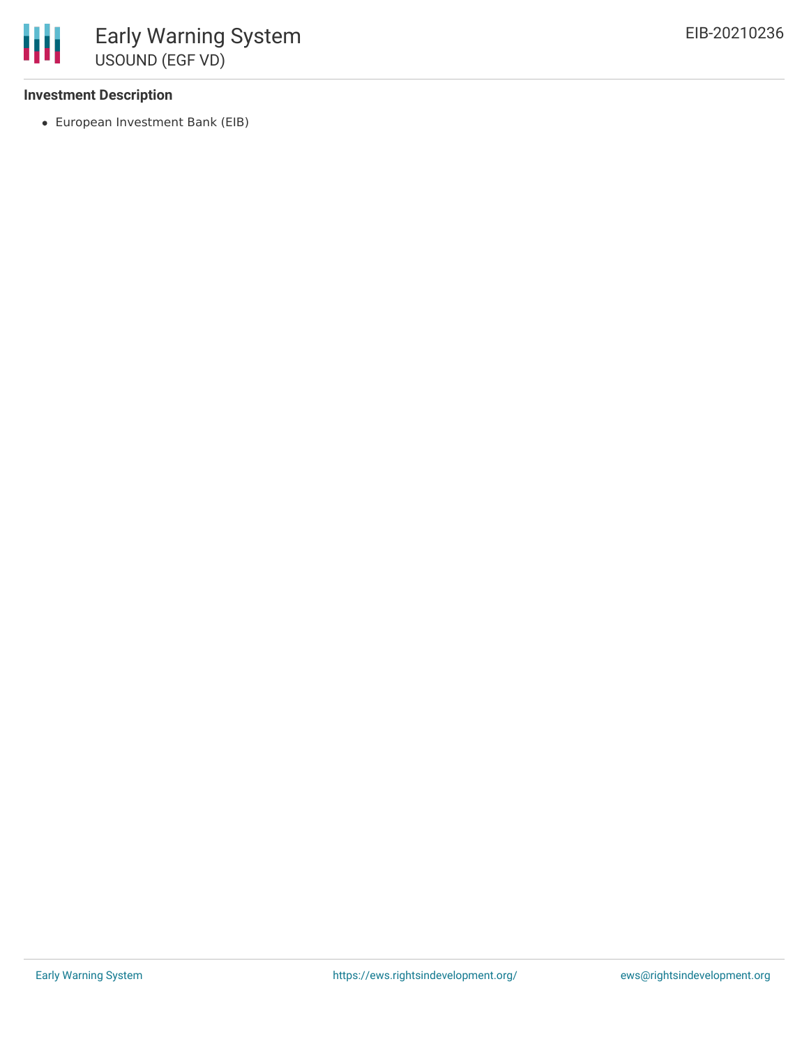**Investment Description**

- European Investment Bank (EIB)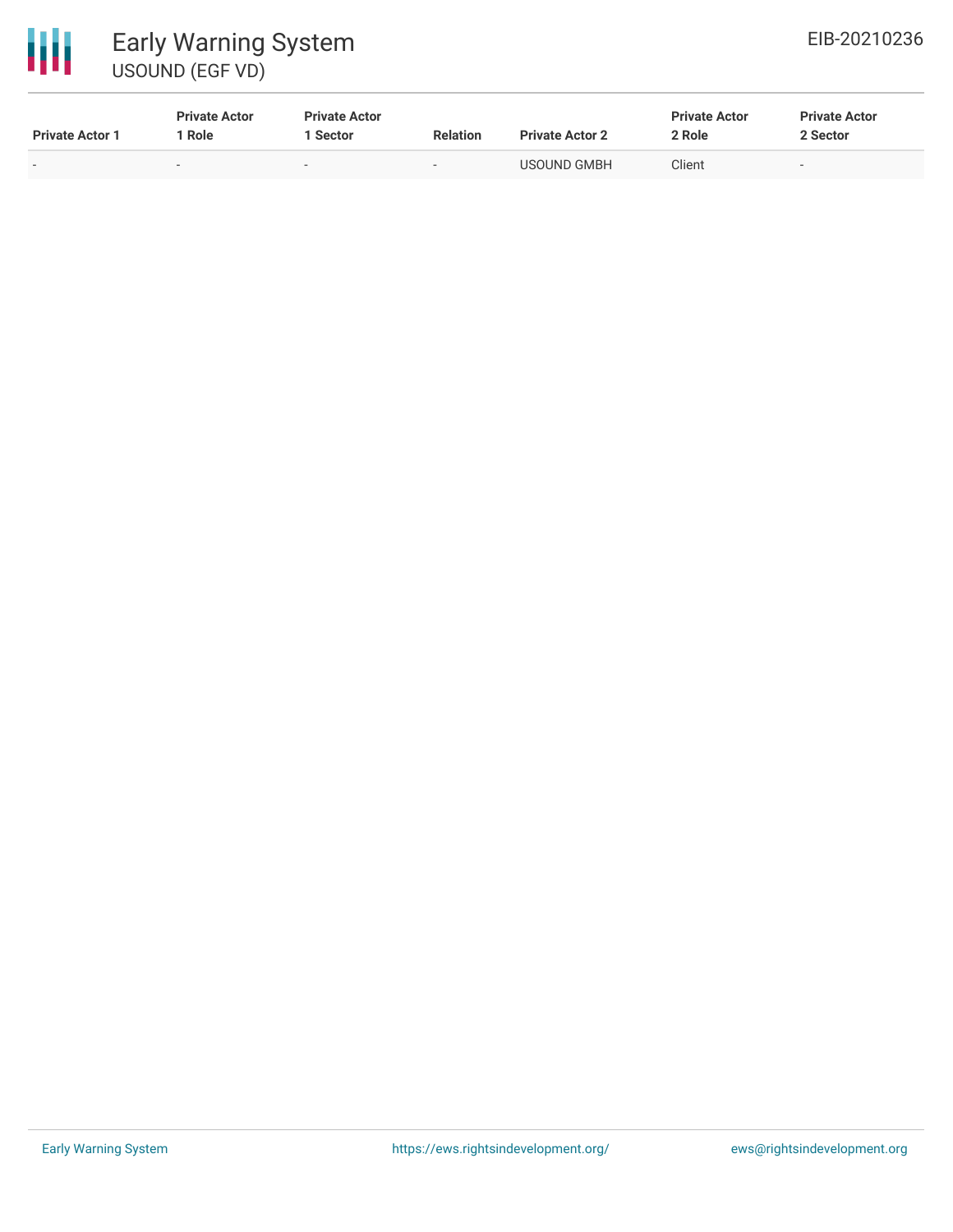| Private Actor 1 | Private Actor 1 Role | Private Actor 1 Sector | Relation | Private Actor 2 | Private Actor 2 Role | Private Actor 2 Sector |
|---|---|---|---|---|---|---|
| - | - | - | - | USOUND GMBH | Client | - |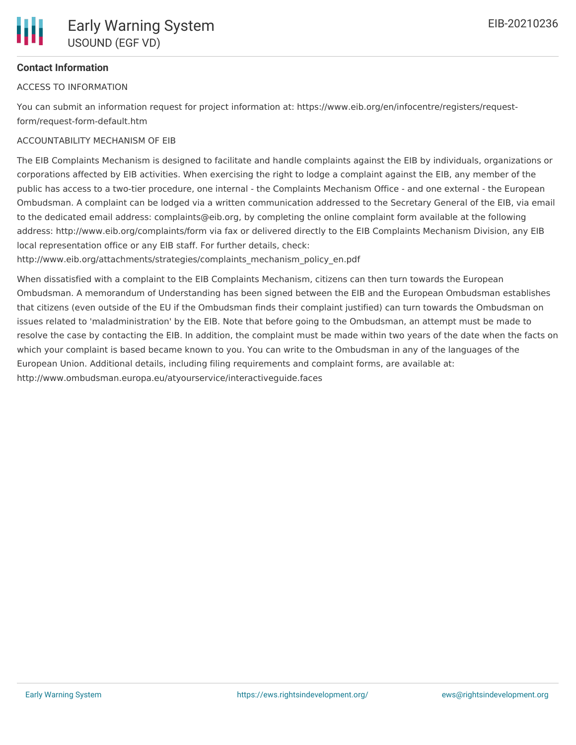**Contact Information**

ACCESS TO INFORMATION

You can submit an information request for project information at: https://www.eib.org/en/infocentre/registers/request-form/request-form-default.htm

ACCOUNTABILITY MECHANISM OF EIB

The EIB Complaints Mechanism is designed to facilitate and handle complaints against the EIB by individuals, organizations or corporations affected by EIB activities. When exercising the right to lodge a complaint against the EIB, any member of the public has access to a two-tier procedure, one internal - the Complaints Mechanism Office - and one external - the European Ombudsman. A complaint can be lodged via a written communication addressed to the Secretary General of the EIB, via email to the dedicated email address: complaints@eib.org, by completing the online complaint form available at the following address: http://www.eib.org/complaints/form via fax or delivered directly to the EIB Complaints Mechanism Division, any EIB local representation office or any EIB staff. For further details, check: http://www.eib.org/attachments/strategies/complaints_mechanism_policy_en.pdf

When dissatisfied with a complaint to the EIB Complaints Mechanism, citizens can then turn towards the European Ombudsman. A memorandum of Understanding has been signed between the EIB and the European Ombudsman establishes that citizens (even outside of the EU if the Ombudsman finds their complaint justified) can turn towards the Ombudsman on issues related to 'maladministration' by the EIB. Note that before going to the Ombudsman, an attempt must be made to resolve the case by contacting the EIB. In addition, the complaint must be made within two years of the date when the facts on which your complaint is based became known to you. You can write to the Ombudsman in any of the languages of the European Union. Additional details, including filing requirements and complaint forms, are available at: http://www.ombudsman.europa.eu/atyourservice/interactiveguide.faces